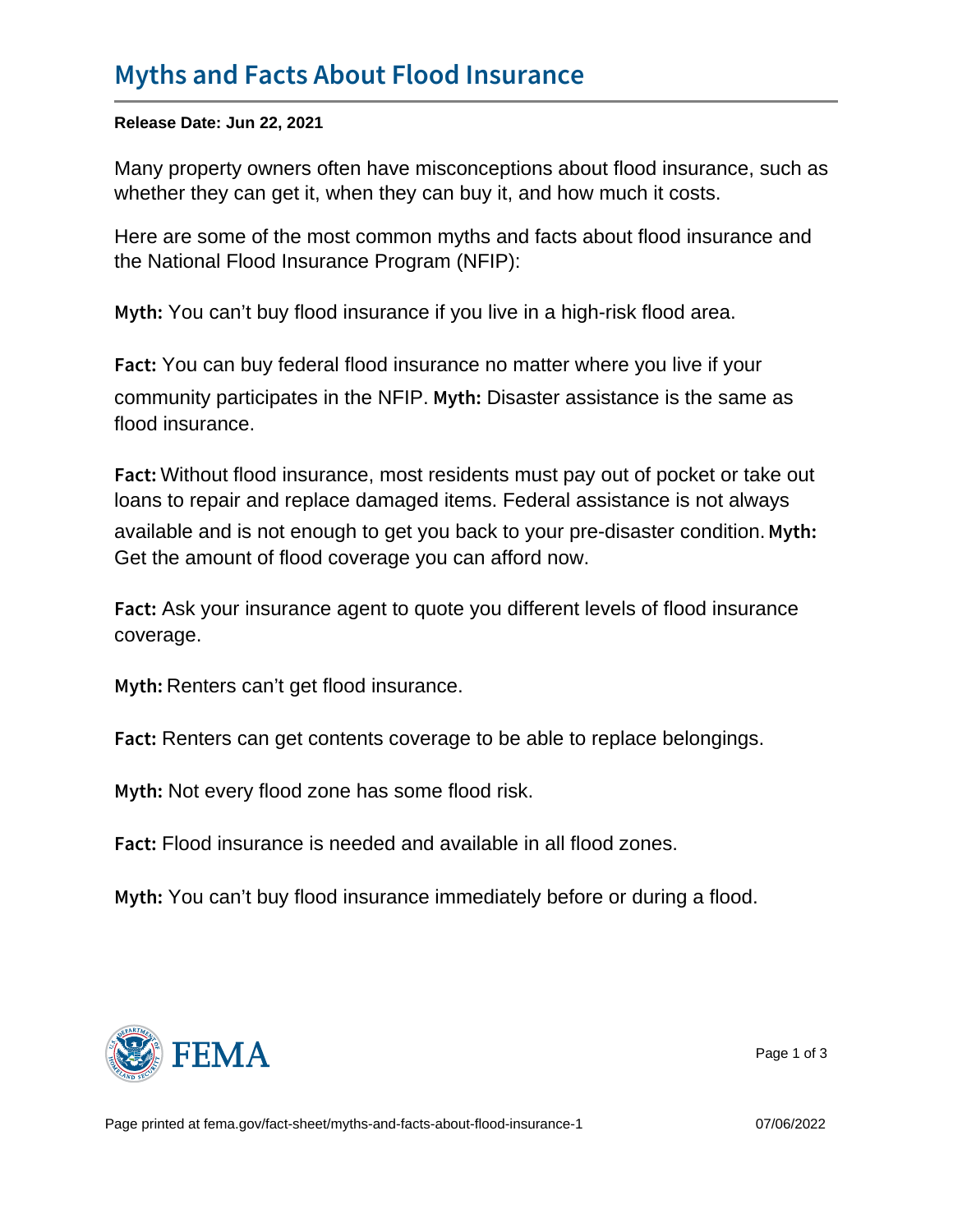# Myths and Facts About Flood Insurance

**Release Date: Jun 22, 2021**

Many property owners often have misconceptions about flood insurance, such as whether they can get it, when they can buy it, and how much it costs.

Here are some of the most common myths and facts about flood insurance and the National Flood Insurance Program (NFIP):

**Myth:** You can't buy flood insurance if you live in a high-risk flood area.

**Fact:** You can buy federal flood insurance no matter where you live if your community participates in the NFIP.

**Myth:** Disaster assistance is the same as flood insurance.

**Fact:** Without flood insurance, most residents must pay out of pocket or take out loans to repair and replace damaged items. Federal assistance is not always available and is not enough to get you back to your pre-disaster condition.

**Myth:** Get the amount of flood coverage you can afford now.

**Fact:** Ask your insurance agent to quote you different levels of flood insurance coverage.

**Myth:** Renters can't get flood insurance.

**Fact:** Renters can get contents coverage to be able to replace belongings.

**Myth:** Not every flood zone has some flood risk.

**Fact:** Flood insurance is needed and available in all flood zones.

**Myth:** You can't buy flood insurance immediately before or during a flood.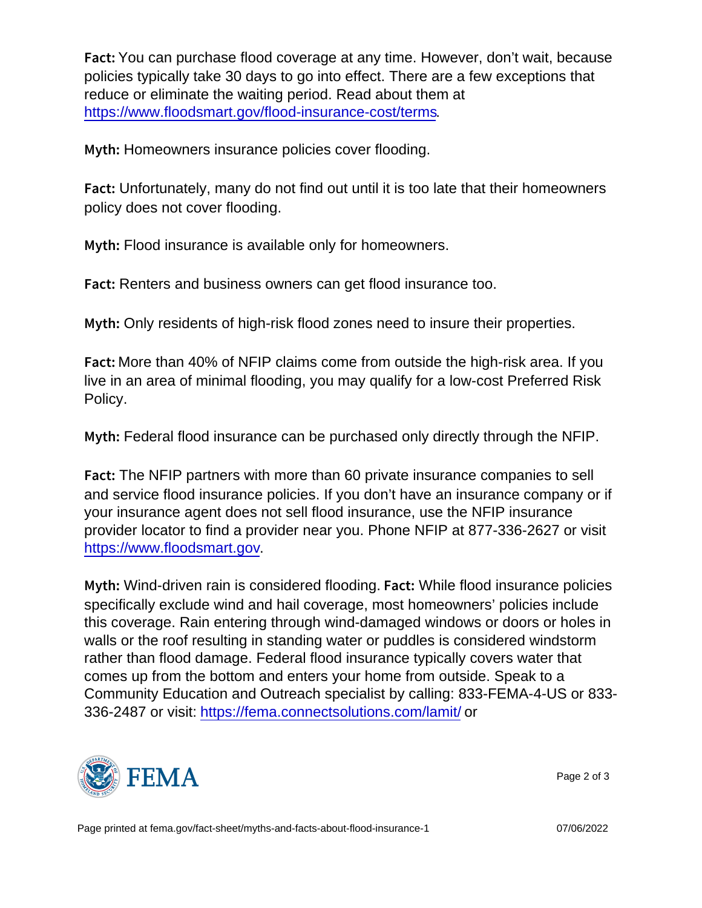**Fact:** You can purchase flood coverage at any time. However, don't wait, because policies typically take 30 days to go into effect. There are a few exceptions that reduce or eliminate the waiting period. Read about them at https://www.floodsmart.gov/flood-insurance-cost/terms.

**Myth:** Homeowners insurance policies cover flooding.

**Fact:** Unfortunately, many do not find out until it is too late that their homeowners policy does not cover flooding.

**Myth:** Flood insurance is available only for homeowners.

**Fact:** Renters and business owners can get flood insurance too.

**Myth:** Only residents of high-risk flood zones need to insure their properties.

**Fact:** More than 40% of NFIP claims come from outside the high-risk area. If you live in an area of minimal flooding, you may qualify for a low-cost Preferred Risk Policy.

**Myth:** Federal flood insurance can be purchased only directly through the NFIP.

**Fact:** The NFIP partners with more than 60 private insurance companies to sell and service flood insurance policies. If you don't have an insurance company or if your insurance agent does not sell flood insurance, use the NFIP insurance provider locator to find a provider near you. Phone NFIP at 877-336-2627 or visit https://www.floodsmart.gov.

**Myth:** Wind-driven rain is considered flooding. **Fact:** While flood insurance policies specifically exclude wind and hail coverage, most homeowners' policies include this coverage. Rain entering through wind-damaged windows or doors or holes in walls or the roof resulting in standing water or puddles is considered windstorm rather than flood damage. Federal flood insurance typically covers water that comes up from the bottom and enters your home from outside. Speak to a Community Education and Outreach specialist by calling: 833-FEMA-4-US or 833-336-2487 or visit: https://fema.connectsolutions.com/lamit/ or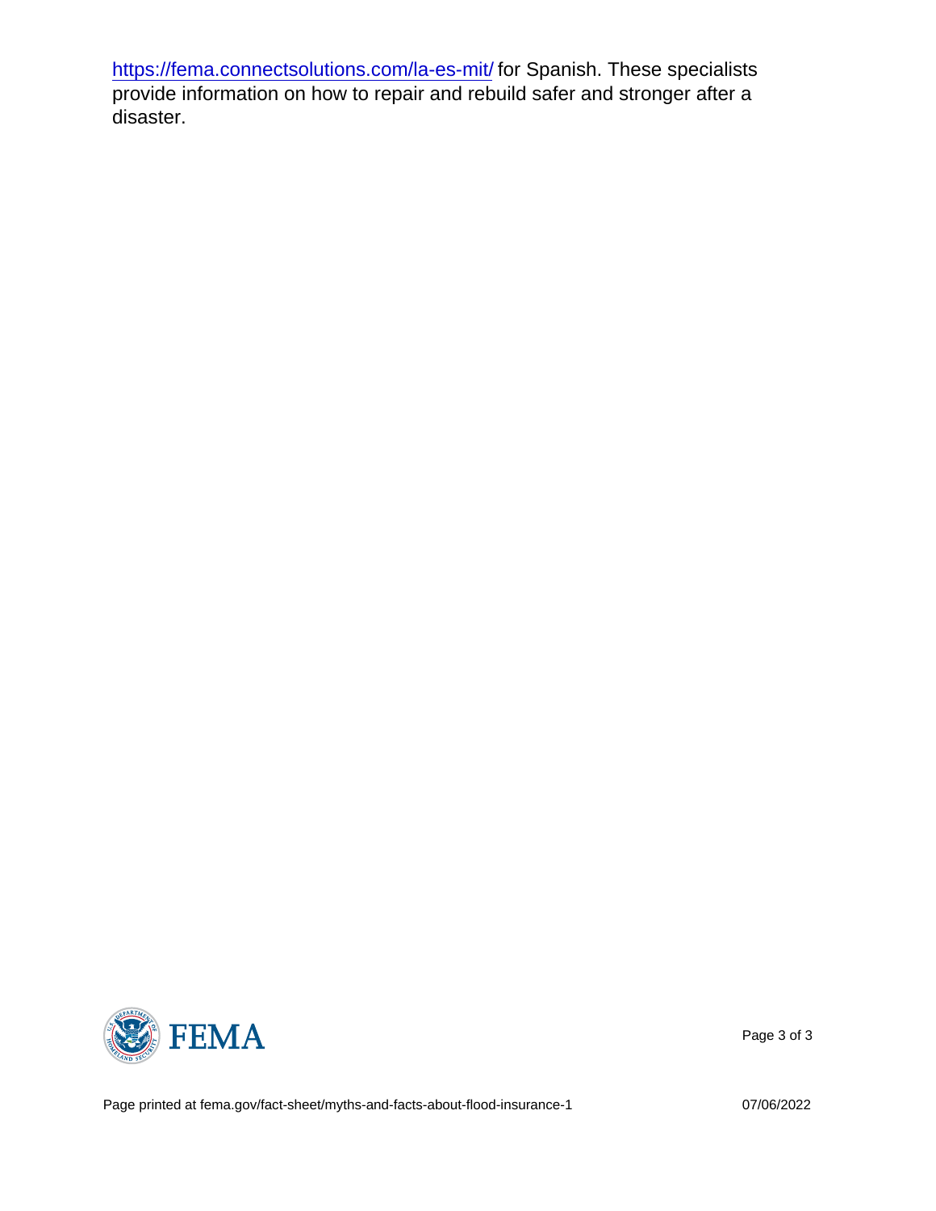https://fema.connectsolutions.com/la-es-mit/ for Spanish. These specialists provide information on how to repair and rebuild safer and stronger after a disaster.